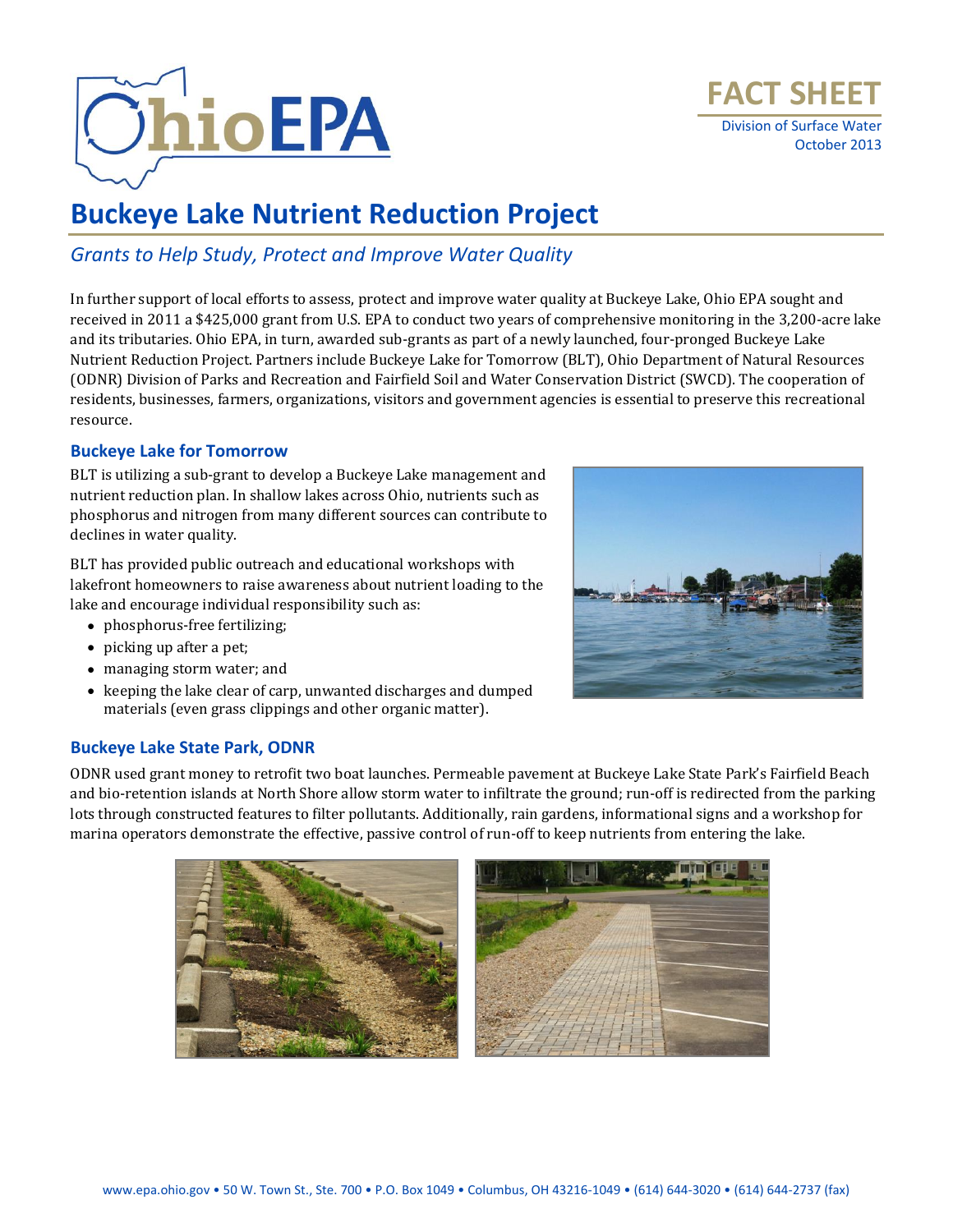# Ohio EPA

**FACT SHEET**

Division of Surface Water
October 2013

# Buckeye Lake Nutrient Reduction Project

## *Grants to Help Study, Protect and Improve Water Quality*

In further support of local efforts to assess, protect and improve water quality at Buckeye Lake, Ohio EPA sought and received in 2011 a $425,000 grant from U.S. EPA to conduct two years of comprehensive monitoring in the 3,200-acre lake and its tributaries. Ohio EPA, in turn, awarded sub-grants as part of a newly launched, four-pronged Buckeye Lake Nutrient Reduction Project. Partners include Buckeye Lake for Tomorrow (BLT), Ohio Department of Natural Resources (ODNR) Division of Parks and Recreation and Fairfield Soil and Water Conservation District (SWCD). The cooperation of residents, businesses, farmers, organizations, visitors and government agencies is essential to preserve this recreational resource.

### Buckeye Lake for Tomorrow

BLT is utilizing a sub-grant to develop a Buckeye Lake management and nutrient reduction plan. In shallow lakes across Ohio, nutrients such as phosphorus and nitrogen from many different sources can contribute to declines in water quality.

BLT has provided public outreach and educational workshops with lakefront homeowners to raise awareness about nutrient loading to the lake and encourage individual responsibility such as:

- phosphorus-free fertilizing;
- picking up after a pet;
- managing storm water; and
- keeping the lake clear of carp, unwanted discharges and dumped materials (even grass clippings and other organic matter).

### Buckeye Lake State Park, ODNR

ODNR used grant money to retrofit two boat launches. Permeable pavement at Buckeye Lake State Park's Fairfield Beach and bio-retention islands at North Shore allow storm water to infiltrate the ground; run-off is redirected from the parking lots through constructed features to filter pollutants. Additionally, rain gardens, informational signs and a workshop for marina operators demonstrate the effective, passive control of run-off to keep nutrients from entering the lake.

www.epa.ohio.gov • 50 W. Town St., Ste. 700 • P.O. Box 1049 • Columbus, OH 43216-1049 • (614) 644-3020 • (614) 644-2737 (fax)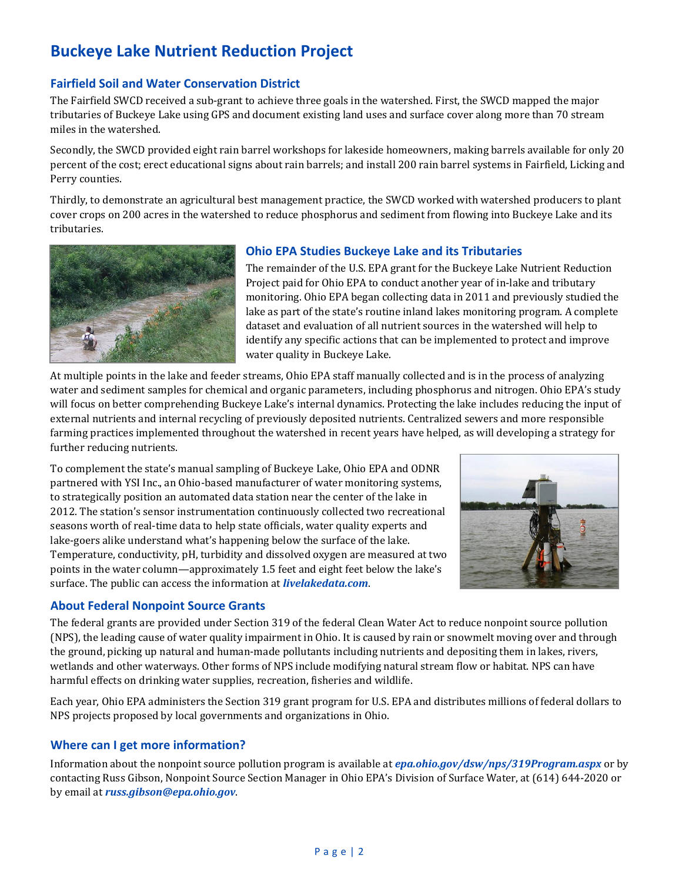# Buckeye Lake Nutrient Reduction Project

## Fairfield Soil and Water Conservation District

The Fairfield SWCD received a sub-grant to achieve three goals in the watershed. First, the SWCD mapped the major tributaries of Buckeye Lake using GPS and document existing land uses and surface cover along more than 70 stream miles in the watershed.

Secondly, the SWCD provided eight rain barrel workshops for lakeside homeowners, making barrels available for only 20 percent of the cost; erect educational signs about rain barrels; and install 200 rain barrel systems in Fairfield, Licking and Perry counties.

Thirdly, to demonstrate an agricultural best management practice, the SWCD worked with watershed producers to plant cover crops on 200 acres in the watershed to reduce phosphorus and sediment from flowing into Buckeye Lake and its tributaries.

## Ohio EPA Studies Buckeye Lake and its Tributaries

The remainder of the U.S. EPA grant for the Buckeye Lake Nutrient Reduction Project paid for Ohio EPA to conduct another year of in-lake and tributary monitoring. Ohio EPA began collecting data in 2011 and previously studied the lake as part of the state's routine inland lakes monitoring program. A complete dataset and evaluation of all nutrient sources in the watershed will help to identify any specific actions that can be implemented to protect and improve water quality in Buckeye Lake.

At multiple points in the lake and feeder streams, Ohio EPA staff manually collected and is in the process of analyzing water and sediment samples for chemical and organic parameters, including phosphorus and nitrogen. Ohio EPA's study will focus on better comprehending Buckeye Lake's internal dynamics. Protecting the lake includes reducing the input of external nutrients and internal recycling of previously deposited nutrients. Centralized sewers and more responsible farming practices implemented throughout the watershed in recent years have helped, as will developing a strategy for further reducing nutrients.

To complement the state's manual sampling of Buckeye Lake, Ohio EPA and ODNR partnered with YSI Inc., an Ohio-based manufacturer of water monitoring systems, to strategically position an automated data station near the center of the lake in 2012. The station's sensor instrumentation continuously collected two recreational seasons worth of real-time data to help state officials, water quality experts and lake-goers alike understand what's happening below the surface of the lake. Temperature, conductivity, pH, turbidity and dissolved oxygen are measured at two points in the water column—approximately 1.5 feet and eight feet below the lake's surface. The public can access the information at ***livelakedata.com***.

## About Federal Nonpoint Source Grants

The federal grants are provided under Section 319 of the federal Clean Water Act to reduce nonpoint source pollution (NPS), the leading cause of water quality impairment in Ohio. It is caused by rain or snowmelt moving over and through the ground, picking up natural and human-made pollutants including nutrients and depositing them in lakes, rivers, wetlands and other waterways. Other forms of NPS include modifying natural stream flow or habitat. NPS can have harmful effects on drinking water supplies, recreation, fisheries and wildlife.

Each year, Ohio EPA administers the Section 319 grant program for U.S. EPA and distributes millions of federal dollars to NPS projects proposed by local governments and organizations in Ohio.

## Where can I get more information?

Information about the nonpoint source pollution program is available at ***epa.ohio.gov/dsw/nps/319Program.aspx*** or by contacting Russ Gibson, Nonpoint Source Section Manager in Ohio EPA's Division of Surface Water, at (614) 644-2020 or by email at ***russ.gibson@epa.ohio.gov***.